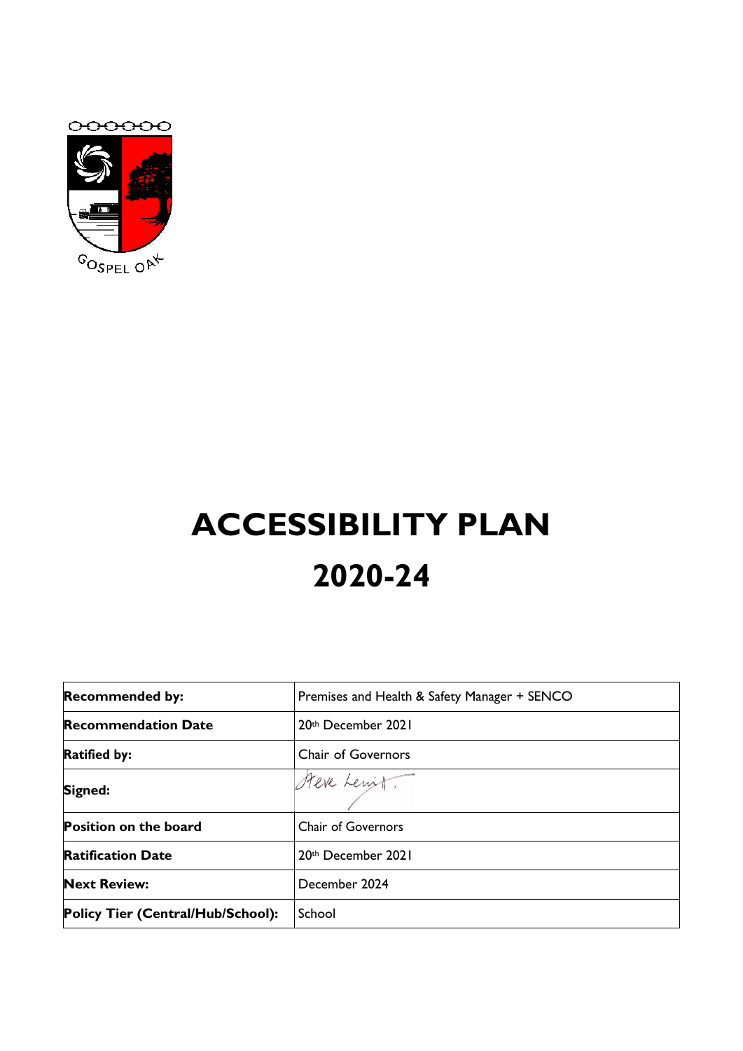GOSPEL OAK

# ACCESSIBILITY PLAN
# 2020-24

| **Recommended by:** | Premises and Health & Safety Manager + SENCO |
|---|---|
| **Recommendation Date** | 20th December 2021 |
| **Ratified by:** | Chair of Governors |
| **Signed:** | Steve Lenit. |
| **Position on the board** | Chair of Governors |
| **Ratification Date** | 20th December 2021 |
| **Next Review:** | December 2024 |
| **Policy Tier (Central/Hub/School):** | School |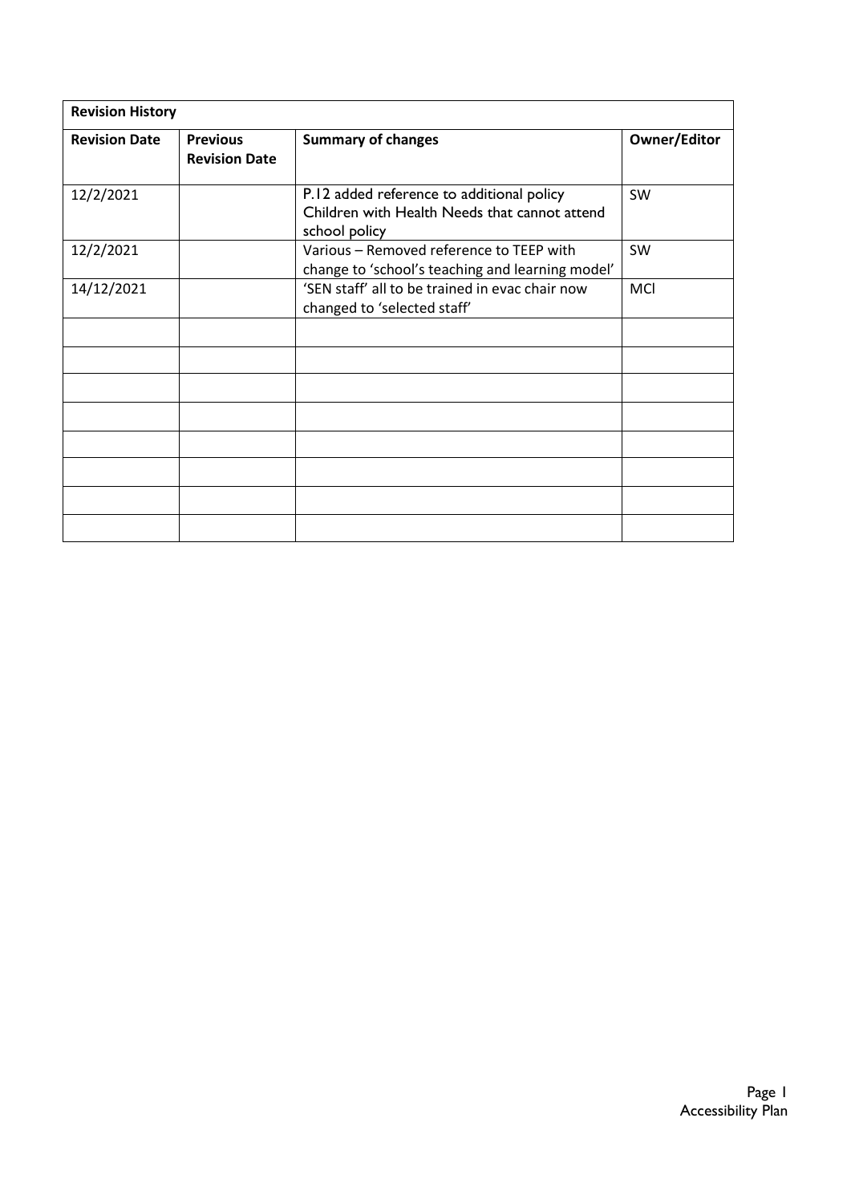| Revision History | | | |
|---|---|---|---|
| **Revision Date** | **Previous Revision Date** | **Summary of changes** | **Owner/Editor** |
| 12/2/2021 | | P.12 added reference to additional policy Children with Health Needs that cannot attend school policy | SW |
| 12/2/2021 | | Various – Removed reference to TEEP with change to 'school's teaching and learning model' | SW |
| 14/12/2021 | | 'SEN staff' all to be trained in evac chair now changed to 'selected staff' | MCl |
| | | | |
| | | | |
| | | | |
| | | | |
| | | | |
| | | | |
| | | | |
| | | | |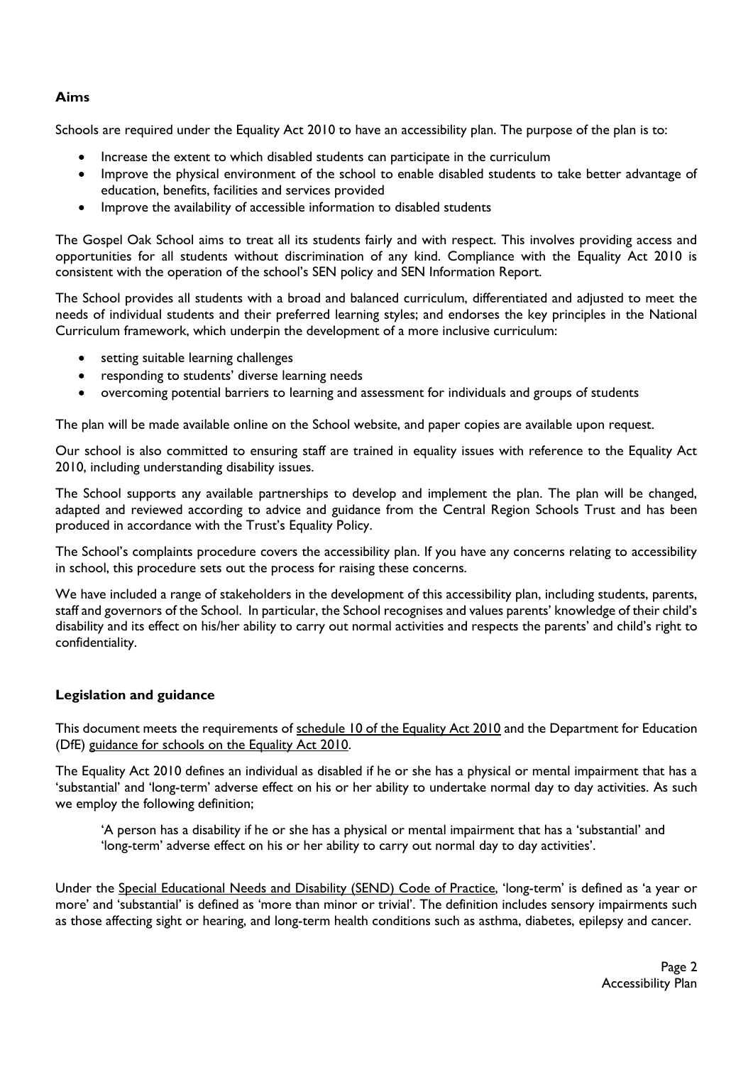## Aims

Schools are required under the Equality Act 2010 to have an accessibility plan. The purpose of the plan is to:

- Increase the extent to which disabled students can participate in the curriculum
- Improve the physical environment of the school to enable disabled students to take better advantage of education, benefits, facilities and services provided
- Improve the availability of accessible information to disabled students

The Gospel Oak School aims to treat all its students fairly and with respect. This involves providing access and opportunities for all students without discrimination of any kind. Compliance with the Equality Act 2010 is consistent with the operation of the school's SEN policy and SEN Information Report.

The School provides all students with a broad and balanced curriculum, differentiated and adjusted to meet the needs of individual students and their preferred learning styles; and endorses the key principles in the National Curriculum framework, which underpin the development of a more inclusive curriculum:

- setting suitable learning challenges
- responding to students' diverse learning needs
- overcoming potential barriers to learning and assessment for individuals and groups of students

The plan will be made available online on the School website, and paper copies are available upon request.

Our school is also committed to ensuring staff are trained in equality issues with reference to the Equality Act 2010, including understanding disability issues.

The School supports any available partnerships to develop and implement the plan. The plan will be changed, adapted and reviewed according to advice and guidance from the Central Region Schools Trust and has been produced in accordance with the Trust's Equality Policy.

The School's complaints procedure covers the accessibility plan. If you have any concerns relating to accessibility in school, this procedure sets out the process for raising these concerns.

We have included a range of stakeholders in the development of this accessibility plan, including students, parents, staff and governors of the School. In particular, the School recognises and values parents' knowledge of their child's disability and its effect on his/her ability to carry out normal activities and respects the parents' and child's right to confidentiality.

## Legislation and guidance

This document meets the requirements of schedule 10 of the Equality Act 2010 and the Department for Education (DfE) guidance for schools on the Equality Act 2010.

The Equality Act 2010 defines an individual as disabled if he or she has a physical or mental impairment that has a 'substantial' and 'long-term' adverse effect on his or her ability to undertake normal day to day activities. As such we employ the following definition;

> 'A person has a disability if he or she has a physical or mental impairment that has a 'substantial' and 'long-term' adverse effect on his or her ability to carry out normal day to day activities'.

Under the Special Educational Needs and Disability (SEND) Code of Practice, 'long-term' is defined as 'a year or more' and 'substantial' is defined as 'more than minor or trivial'. The definition includes sensory impairments such as those affecting sight or hearing, and long-term health conditions such as asthma, diabetes, epilepsy and cancer.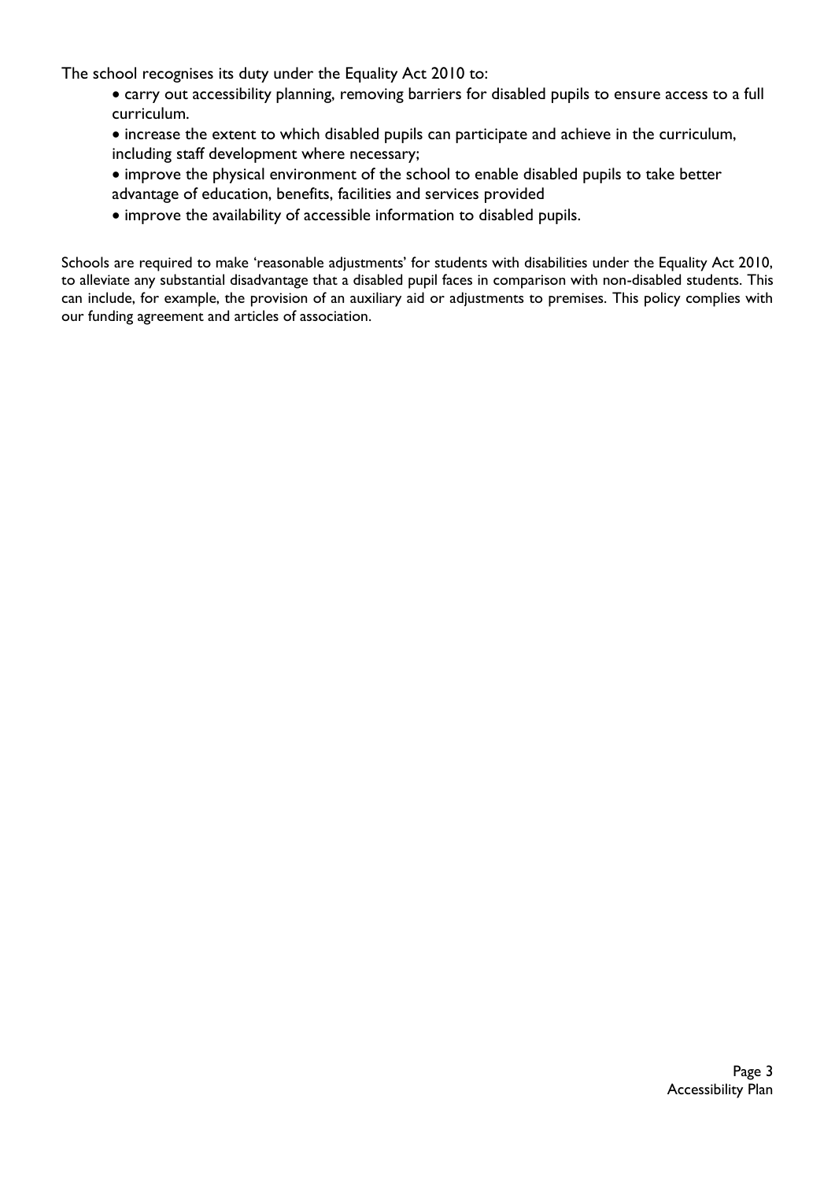The school recognises its duty under the Equality Act 2010 to:

- carry out accessibility planning, removing barriers for disabled pupils to ensure access to a full curriculum.
- increase the extent to which disabled pupils can participate and achieve in the curriculum, including staff development where necessary;
- improve the physical environment of the school to enable disabled pupils to take better advantage of education, benefits, facilities and services provided
- improve the availability of accessible information to disabled pupils.

Schools are required to make 'reasonable adjustments' for students with disabilities under the Equality Act 2010, to alleviate any substantial disadvantage that a disabled pupil faces in comparison with non-disabled students. This can include, for example, the provision of an auxiliary aid or adjustments to premises. This policy complies with our funding agreement and articles of association.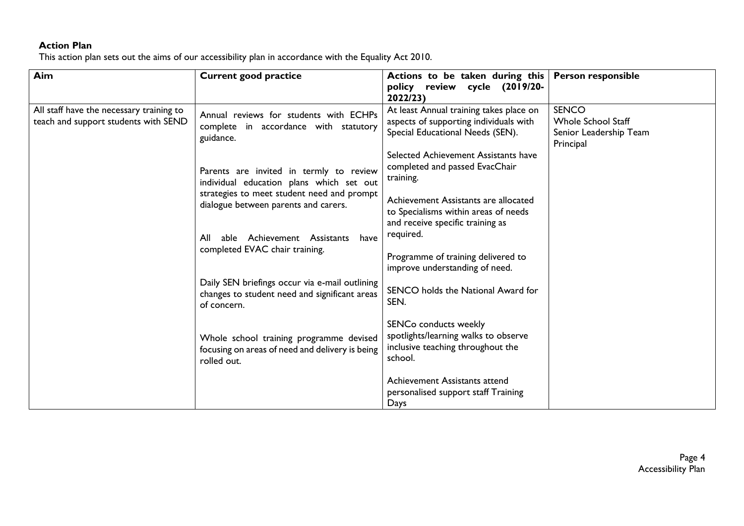**Action Plan**

This action plan sets out the aims of our accessibility plan in accordance with the Equality Act 2010.

| Aim | Current good practice | Actions to be taken during this policy review cycle (2019/20-2022/23) | Person responsible |
|---|---|---|---|
| All staff have the necessary training to teach and support students with SEND | Annual reviews for students with ECHPs complete in accordance with statutory guidance.<br><br>Parents are invited in termly to review individual education plans which set out strategies to meet student need and prompt dialogue between parents and carers.<br><br>All able Achievement Assistants have completed EVAC chair training.<br><br>Daily SEN briefings occur via e-mail outlining changes to student need and significant areas of concern.<br><br>Whole school training programme devised focusing on areas of need and delivery is being rolled out. | At least Annual training takes place on aspects of supporting individuals with Special Educational Needs (SEN).<br><br>Selected Achievement Assistants have completed and passed EvacChair training.<br><br>Achievement Assistants are allocated to Specialisms within areas of needs and receive specific training as required.<br><br>Programme of training delivered to improve understanding of need.<br><br>SENCO holds the National Award for SEN.<br><br>SENCo conducts weekly spotlights/learning walks to observe inclusive teaching throughout the school.<br><br>Achievement Assistants attend personalised support staff Training Days | SENCO<br>Whole School Staff<br>Senior Leadership Team<br>Principal |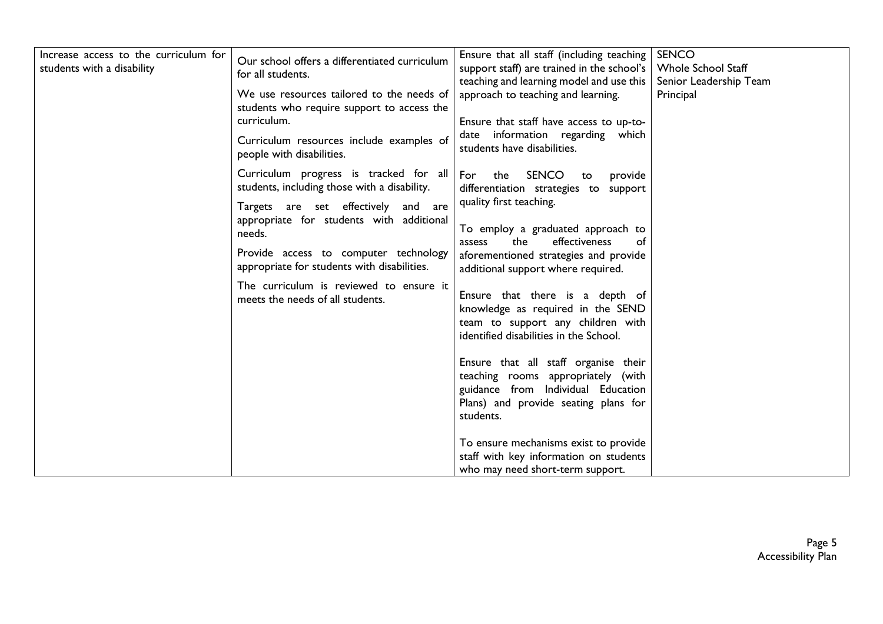| Increase access to the curriculum for students with a disability | Our school offers a differentiated curriculum for all students.<br><br>We use resources tailored to the needs of students who require support to access the curriculum.<br><br>Curriculum resources include examples of people with disabilities.<br><br>Curriculum progress is tracked for all students, including those with a disability.<br><br>Targets are set effectively and are appropriate for students with additional needs.<br><br>Provide access to computer technology appropriate for students with disabilities.<br><br>The curriculum is reviewed to ensure it meets the needs of all students. | Ensure that all staff (including teaching support staff) are trained in the school's teaching and learning model and use this approach to teaching and learning.<br><br>Ensure that staff have access to up-to-date information regarding which students have disabilities.<br><br>For the SENCO to provide differentiation strategies to support quality first teaching.<br><br>To employ a graduated approach to assess the effectiveness of aforementioned strategies and provide additional support where required.<br><br>Ensure that there is a depth of knowledge as required in the SEND team to support any children with identified disabilities in the School.<br><br>Ensure that all staff organise their teaching rooms appropriately (with guidance from Individual Education Plans) and provide seating plans for students.<br><br>To ensure mechanisms exist to provide staff with key information on students who may need short-term support. | SENCO<br>Whole School Staff<br>Senior Leadership Team<br>Principal |
|---|---|---|---|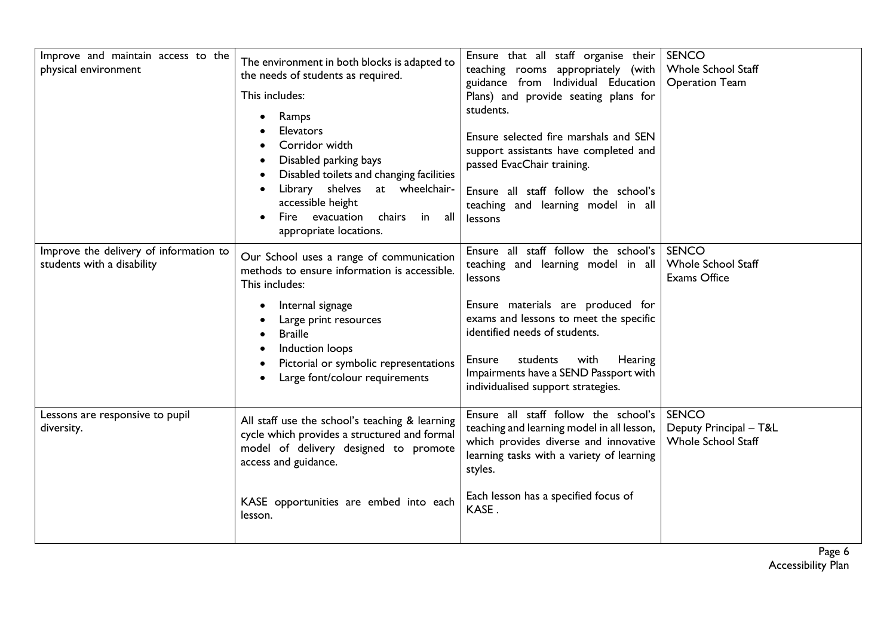| Improve and maintain access to the physical environment | The environment in both blocks is adapted to the needs of students as required.<br><br>This includes:<br>• Ramps<br>• Elevators<br>• Corridor width<br>• Disabled parking bays<br>• Disabled toilets and changing facilities<br>• Library shelves at wheelchair-accessible height<br>• Fire evacuation chairs in all appropriate locations. | Ensure that all staff organise their teaching rooms appropriately (with guidance from Individual Education Plans) and provide seating plans for students.<br><br>Ensure selected fire marshals and SEN support assistants have completed and passed EvacChair training.<br><br>Ensure all staff follow the school's teaching and learning model in all lessons | SENCO<br>Whole School Staff<br>Operation Team |
|---|---|---|---|
| Improve the delivery of information to students with a disability | Our School uses a range of communication methods to ensure information is accessible. This includes:<br>• Internal signage<br>• Large print resources<br>• Braille<br>• Induction loops<br>• Pictorial or symbolic representations<br>• Large font/colour requirements | Ensure all staff follow the school's teaching and learning model in all lessons<br><br>Ensure materials are produced for exams and lessons to meet the specific identified needs of students.<br><br>Ensure students with Hearing Impairments have a SEND Passport with individualised support strategies. | SENCO<br>Whole School Staff<br>Exams Office |
| Lessons are responsive to pupil diversity. | All staff use the school's teaching & learning cycle which provides a structured and formal model of delivery designed to promote access and guidance.<br><br>KASE opportunities are embed into each lesson. | Ensure all staff follow the school's teaching and learning model in all lesson, which provides diverse and innovative learning tasks with a variety of learning styles.<br><br>Each lesson has a specified focus of KASE . | SENCO<br>Deputy Principal – T&L<br>Whole School Staff |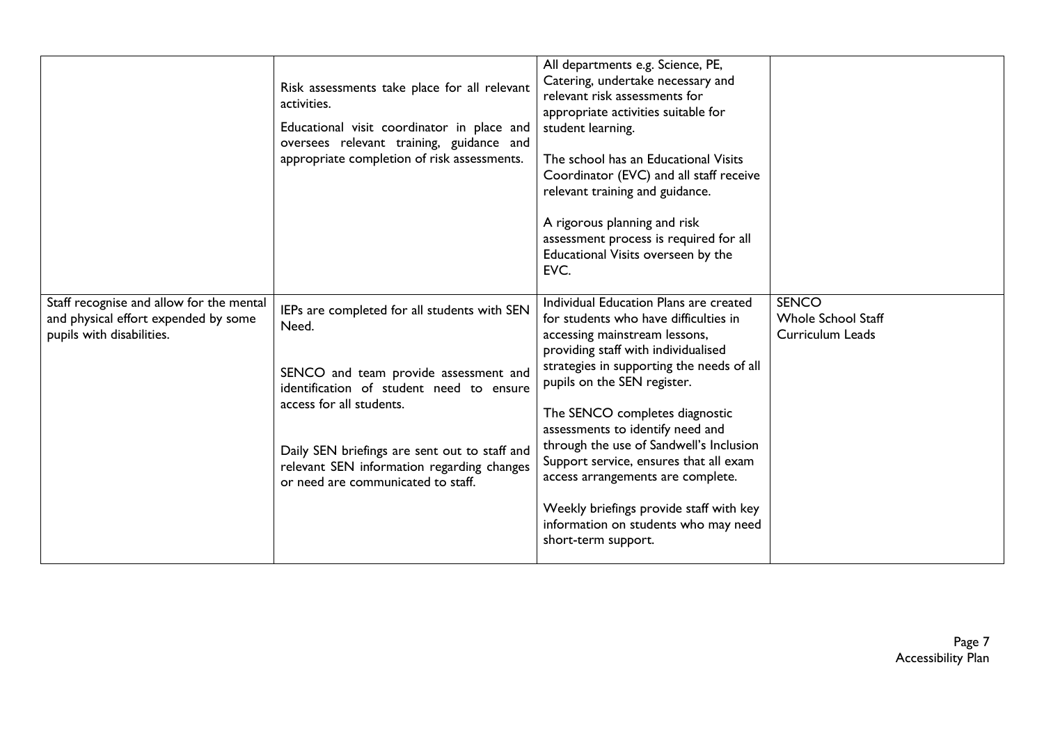| | | | |
|---|---|---|---|
| | Risk assessments take place for all relevant activities.<br><br>Educational visit coordinator in place and oversees relevant training, guidance and appropriate completion of risk assessments. | All departments e.g. Science, PE, Catering, undertake necessary and relevant risk assessments for appropriate activities suitable for student learning.<br><br>The school has an Educational Visits Coordinator (EVC) and all staff receive relevant training and guidance.<br><br>A rigorous planning and risk assessment process is required for all Educational Visits overseen by the EVC. | |
| Staff recognise and allow for the mental and physical effort expended by some pupils with disabilities. | IEPs are completed for all students with SEN Need.<br><br>SENCO and team provide assessment and identification of student need to ensure access for all students.<br><br>Daily SEN briefings are sent out to staff and relevant SEN information regarding changes or need are communicated to staff. | Individual Education Plans are created for students who have difficulties in accessing mainstream lessons, providing staff with individualised strategies in supporting the needs of all pupils on the SEN register.<br><br>The SENCO completes diagnostic assessments to identify need and through the use of Sandwell's Inclusion Support service, ensures that all exam access arrangements are complete.<br><br>Weekly briefings provide staff with key information on students who may need short-term support. | SENCO<br>Whole School Staff<br>Curriculum Leads |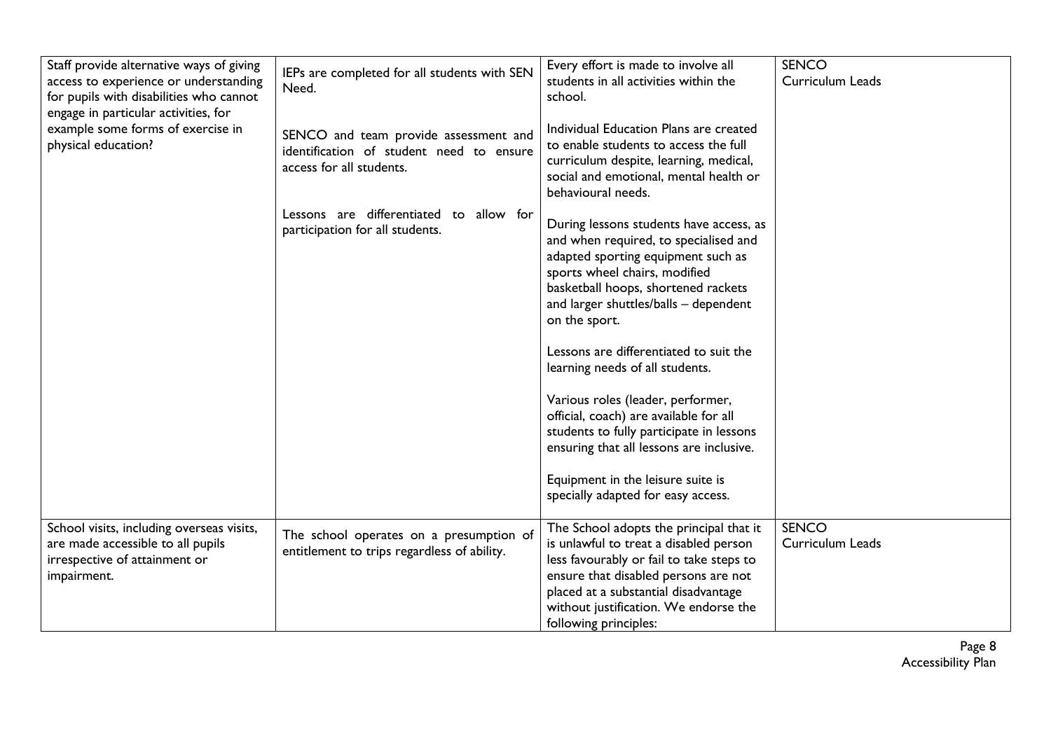| | | | |
|---|---|---|---|
| Staff provide alternative ways of giving access to experience or understanding for pupils with disabilities who cannot engage in particular activities, for example some forms of exercise in physical education? | IEPs are completed for all students with SEN Need.<br><br>SENCO and team provide assessment and identification of student need to ensure access for all students.<br><br>Lessons are differentiated to allow for participation for all students. | Every effort is made to involve all students in all activities within the school.<br><br>Individual Education Plans are created to enable students to access the full curriculum despite, learning, medical, social and emotional, mental health or behavioural needs.<br><br>During lessons students have access, as and when required, to specialised and adapted sporting equipment such as sports wheel chairs, modified basketball hoops, shortened rackets and larger shuttles/balls – dependent on the sport.<br><br>Lessons are differentiated to suit the learning needs of all students.<br><br>Various roles (leader, performer, official, coach) are available for all students to fully participate in lessons ensuring that all lessons are inclusive.<br><br>Equipment in the leisure suite is specially adapted for easy access. | SENCO<br>Curriculum Leads |
| School visits, including overseas visits, are made accessible to all pupils irrespective of attainment or impairment. | The school operates on a presumption of entitlement to trips regardless of ability. | The School adopts the principal that it is unlawful to treat a disabled person less favourably or fail to take steps to ensure that disabled persons are not placed at a substantial disadvantage without justification. We endorse the following principles: | SENCO<br>Curriculum Leads |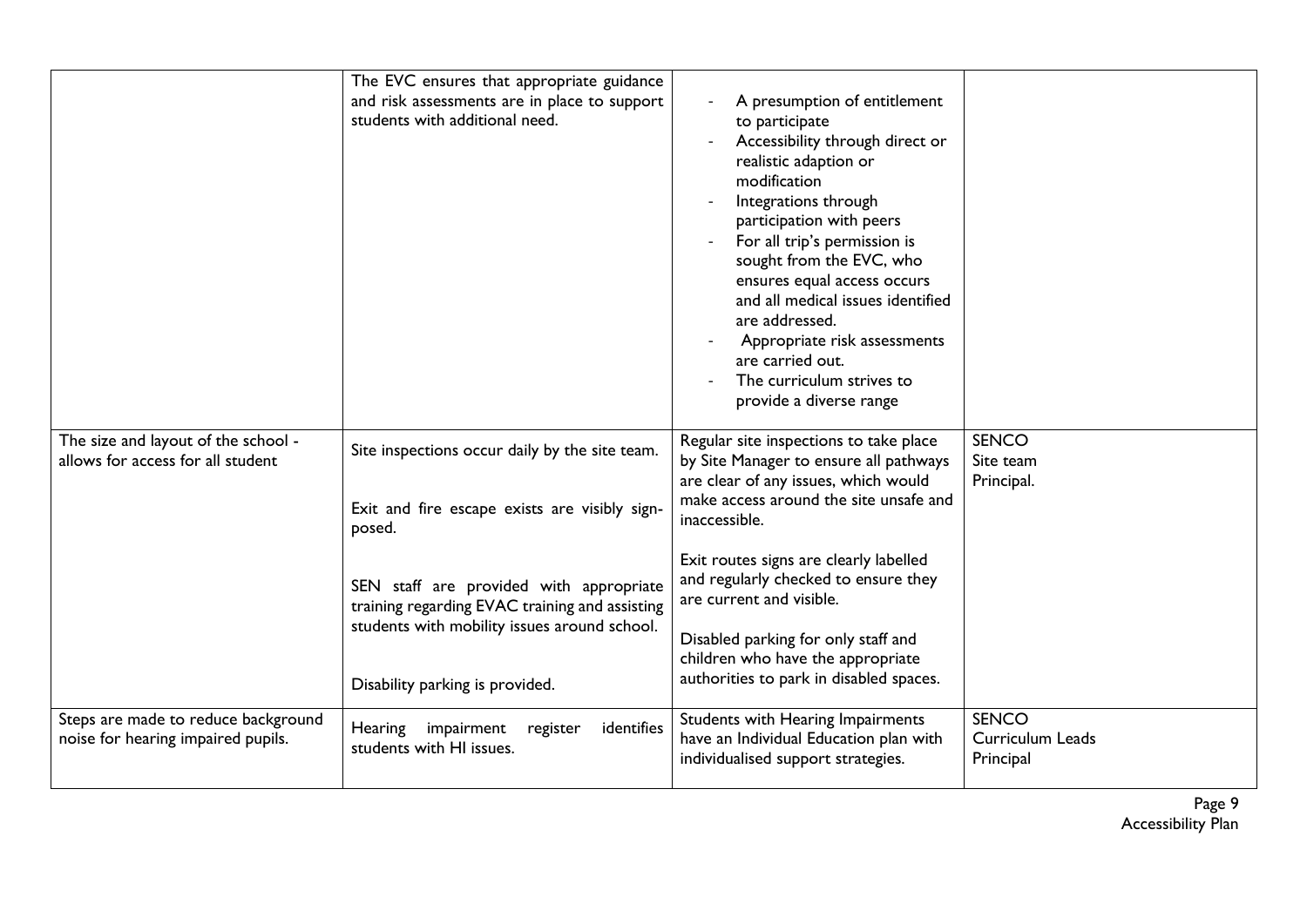| | | | |
|---|---|---|---|
| | The EVC ensures that appropriate guidance and risk assessments are in place to support students with additional need. | - A presumption of entitlement to participate<br>- Accessibility through direct or realistic adaption or modification<br>- Integrations through participation with peers<br>- For all trip's permission is sought from the EVC, who ensures equal access occurs and all medical issues identified are addressed.<br>- Appropriate risk assessments are carried out.<br>- The curriculum strives to provide a diverse range | |
| The size and layout of the school - allows for access for all student | Site inspections occur daily by the site team.<br><br>Exit and fire escape exists are visibly sign-posed.<br><br>SEN staff are provided with appropriate training regarding EVAC training and assisting students with mobility issues around school.<br><br>Disability parking is provided. | Regular site inspections to take place by Site Manager to ensure all pathways are clear of any issues, which would make access around the site unsafe and inaccessible.<br><br>Exit routes signs are clearly labelled and regularly checked to ensure they are current and visible.<br><br>Disabled parking for only staff and children who have the appropriate authorities to park in disabled spaces. | SENCO<br>Site team<br>Principal. |
| Steps are made to reduce background noise for hearing impaired pupils. | Hearing impairment register identifies students with HI issues. | Students with Hearing Impairments have an Individual Education plan with individualised support strategies. | SENCO<br>Curriculum Leads<br>Principal |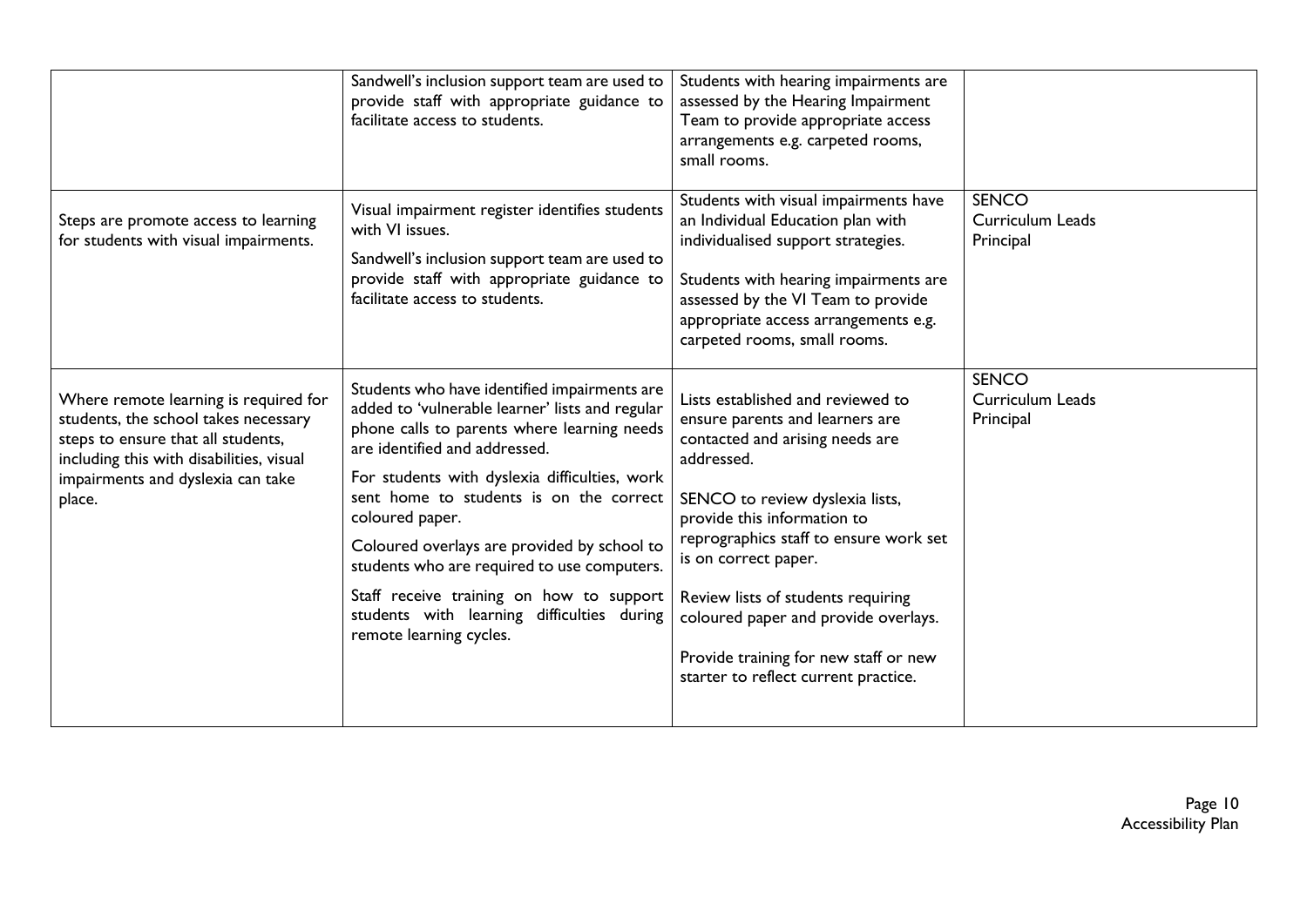| | | | |
|---|---|---|---|
| | Sandwell's inclusion support team are used to provide staff with appropriate guidance to facilitate access to students. | Students with hearing impairments are assessed by the Hearing Impairment Team to provide appropriate access arrangements e.g. carpeted rooms, small rooms. | |
| Steps are promote access to learning for students with visual impairments. | Visual impairment register identifies students with VI issues.<br><br>Sandwell's inclusion support team are used to provide staff with appropriate guidance to facilitate access to students. | Students with visual impairments have an Individual Education plan with individualised support strategies.<br><br>Students with hearing impairments are assessed by the VI Team to provide appropriate access arrangements e.g. carpeted rooms, small rooms. | SENCO<br>Curriculum Leads<br>Principal |
| Where remote learning is required for students, the school takes necessary steps to ensure that all students, including this with disabilities, visual impairments and dyslexia can take place. | Students who have identified impairments are added to 'vulnerable learner' lists and regular phone calls to parents where learning needs are identified and addressed.<br><br>For students with dyslexia difficulties, work sent home to students is on the correct coloured paper.<br><br>Coloured overlays are provided by school to students who are required to use computers.<br><br>Staff receive training on how to support students with learning difficulties during remote learning cycles. | Lists established and reviewed to ensure parents and learners are contacted and arising needs are addressed.<br><br>SENCO to review dyslexia lists, provide this information to reprographics staff to ensure work set is on correct paper.<br><br>Review lists of students requiring coloured paper and provide overlays.<br><br>Provide training for new staff or new starter to reflect current practice. | SENCO<br>Curriculum Leads<br>Principal |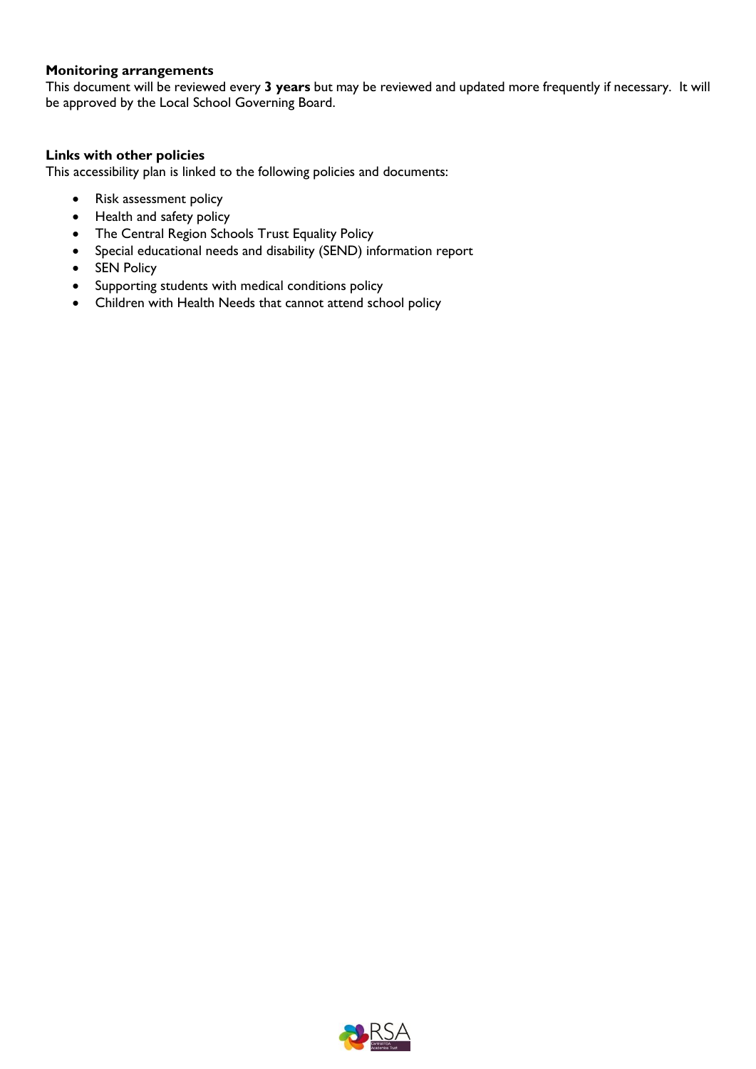**Monitoring arrangements**

This document will be reviewed every **3 years** but may be reviewed and updated more frequently if necessary. It will be approved by the Local School Governing Board.

**Links with other policies**

This accessibility plan is linked to the following policies and documents:

- Risk assessment policy
- Health and safety policy
- The Central Region Schools Trust Equality Policy
- Special educational needs and disability (SEND) information report
- SEN Policy
- Supporting students with medical conditions policy
- Children with Health Needs that cannot attend school policy